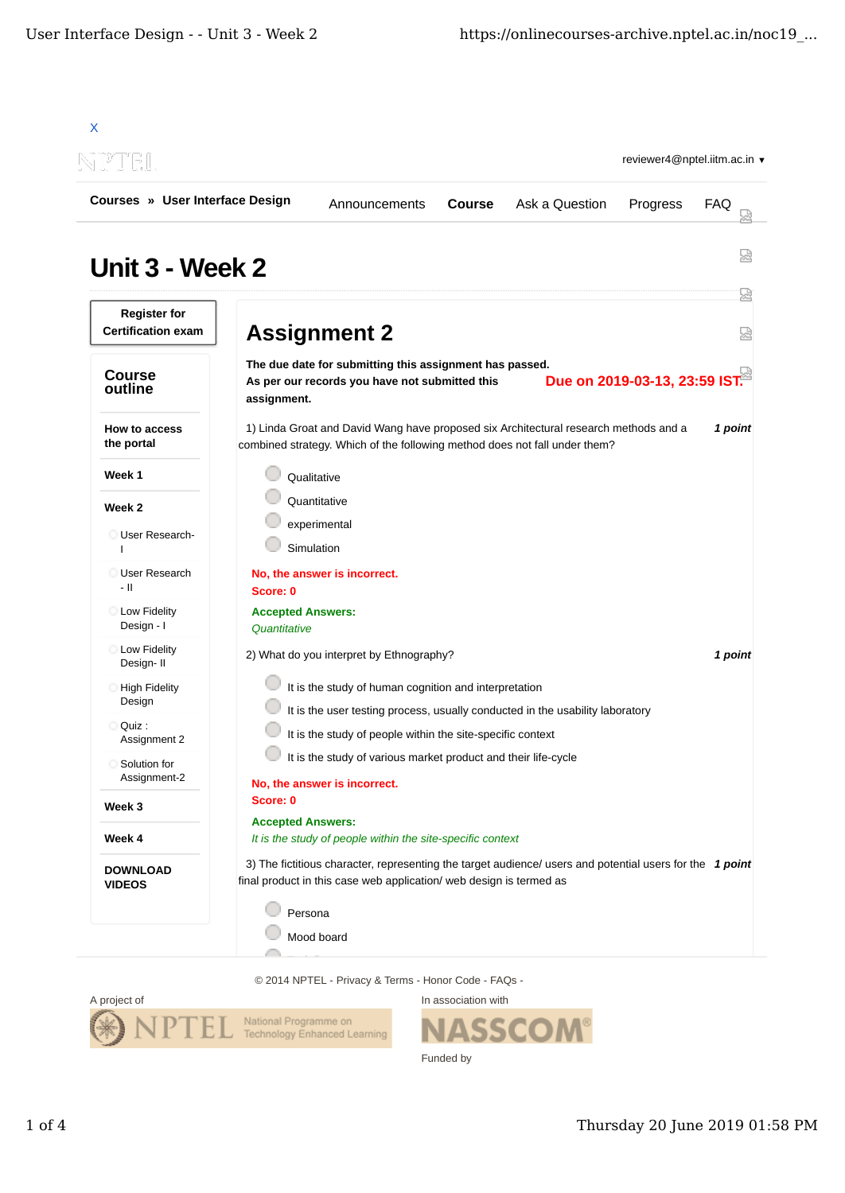X

reviewer4@nptel.iitm.ac.in ▾

**Courses » User Interface Design**

Announcements **Course** Ask a Question Progress FAQ

# Unit 3 - Week 2

**Register for Certification exam**

## Course outline

- **How to access the portal**
- **Week 1**
- **Week 2**
  - User Research- I
  - User Research - II
  - Low Fidelity Design - I
  - Low Fidelity Design- II
  - High Fidelity Design
  - Quiz : Assignment 2
  - Solution for Assignment-2
- **Week 3**
- **Week 4**
- **DOWNLOAD VIDEOS**

## Assignment 2

**The due date for submitting this assignment has passed.**
**As per our records you have not submitted this assignment.**

**Due on 2019-03-13, 23:59 IST.**

1) Linda Groat and David Wang have proposed six Architectural research methods and a combined strategy. Which of the following method does not fall under them? ***1 point***

- Qualitative
- Quantitative
- experimental
- Simulation

**No, the answer is incorrect.**
**Score: 0**
**Accepted Answers:**
*Quantitative*

2) What do you interpret by Ethnography? ***1 point***

- It is the study of human cognition and interpretation
- It is the user testing process, usually conducted in the usability laboratory
- It is the study of people within the site-specific context
- It is the study of various market product and their life-cycle

**No, the answer is incorrect.**
**Score: 0**
**Accepted Answers:**
*It is the study of people within the site-specific context*

3) The fictitious character, representing the target audience/ users and potential users for the final product in this case web application/ web design is termed as ***1 point***

- Persona
- Mood board

© 2014 NPTEL - Privacy & Terms - Honor Code - FAQs -

A project of

In association with

Funded by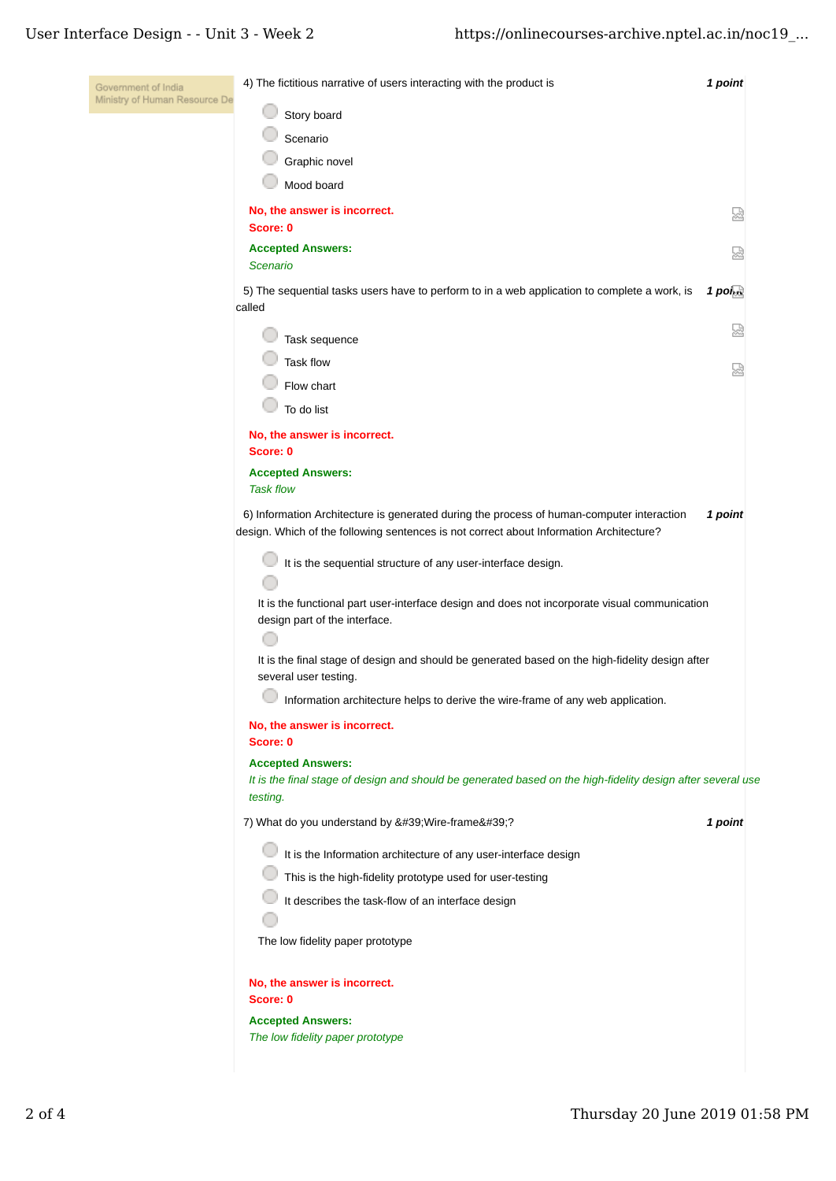4) The fictitious narrative of users interacting with the product is **1 point**

- Story board
- Scenario
- Graphic novel
- Mood board

**No, the answer is incorrect.**
**Score: 0**

**Accepted Answers:**
*Scenario*

5) The sequential tasks users have to perform to in a web application to complete a work, is called **1 point**

- Task sequence
- Task flow
- Flow chart
- To do list

**No, the answer is incorrect.**
**Score: 0**

**Accepted Answers:**
*Task flow*

6) Information Architecture is generated during the process of human-computer interaction design. Which of the following sentences is not correct about Information Architecture? **1 point**

- It is the sequential structure of any user-interface design.
- It is the functional part user-interface design and does not incorporate visual communication design part of the interface.
- It is the final stage of design and should be generated based on the high-fidelity design after several user testing.
- Information architecture helps to derive the wire-frame of any web application.

**No, the answer is incorrect.**
**Score: 0**

**Accepted Answers:**
*It is the final stage of design and should be generated based on the high-fidelity design after several use testing.*

7) What do you understand by &#39;Wire-frame&#39;? **1 point**

- It is the Information architecture of any user-interface design
- This is the high-fidelity prototype used for user-testing
- It describes the task-flow of an interface design
- The low fidelity paper prototype

**No, the answer is incorrect.**
**Score: 0**

**Accepted Answers:**
*The low fidelity paper prototype*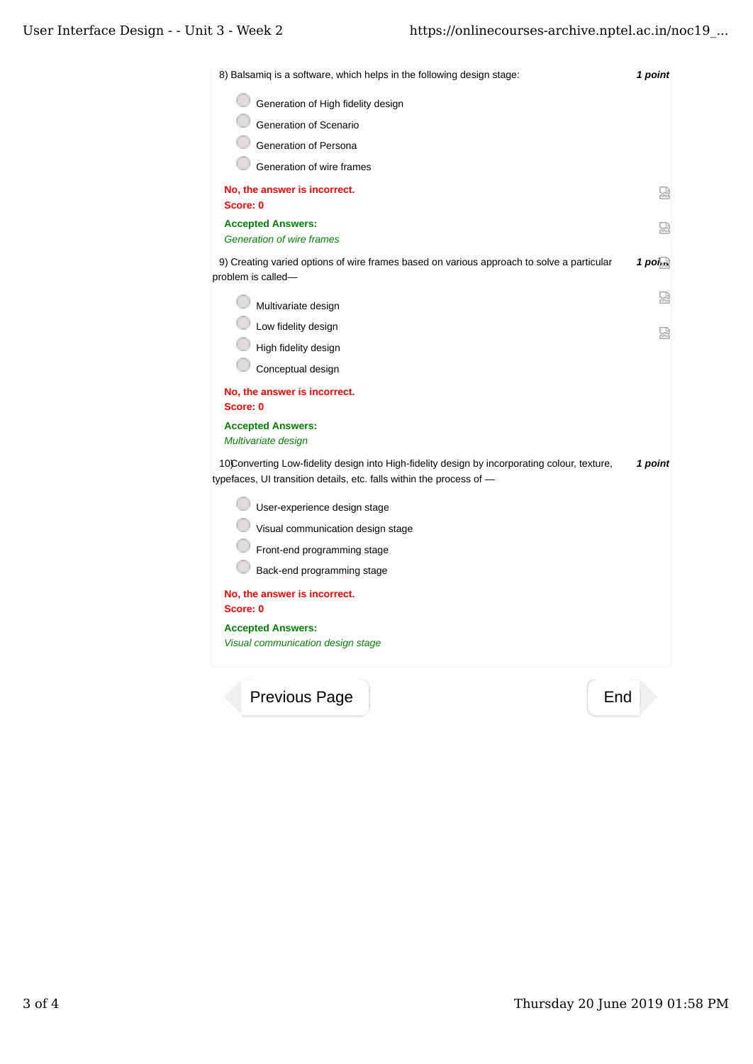8) Balsamiq is a software, which helps in the following design stage: **_1 point_**

- Generation of High fidelity design
- Generation of Scenario
- Generation of Persona
- Generation of wire frames

**No, the answer is incorrect.**
**Score: 0**

**Accepted Answers:**
_Generation of wire frames_

9) Creating varied options of wire frames based on various approach to solve a particular problem is called— **_1 point_**

- Multivariate design
- Low fidelity design
- High fidelity design
- Conceptual design

**No, the answer is incorrect.**
**Score: 0**

**Accepted Answers:**
_Multivariate design_

10) Converting Low-fidelity design into High-fidelity design by incorporating colour, texture, typefaces, UI transition details, etc. falls within the process of — **_1 point_**

- User-experience design stage
- Visual communication design stage
- Front-end programming stage
- Back-end programming stage

**No, the answer is incorrect.**
**Score: 0**

**Accepted Answers:**
_Visual communication design stage_

Previous Page

End